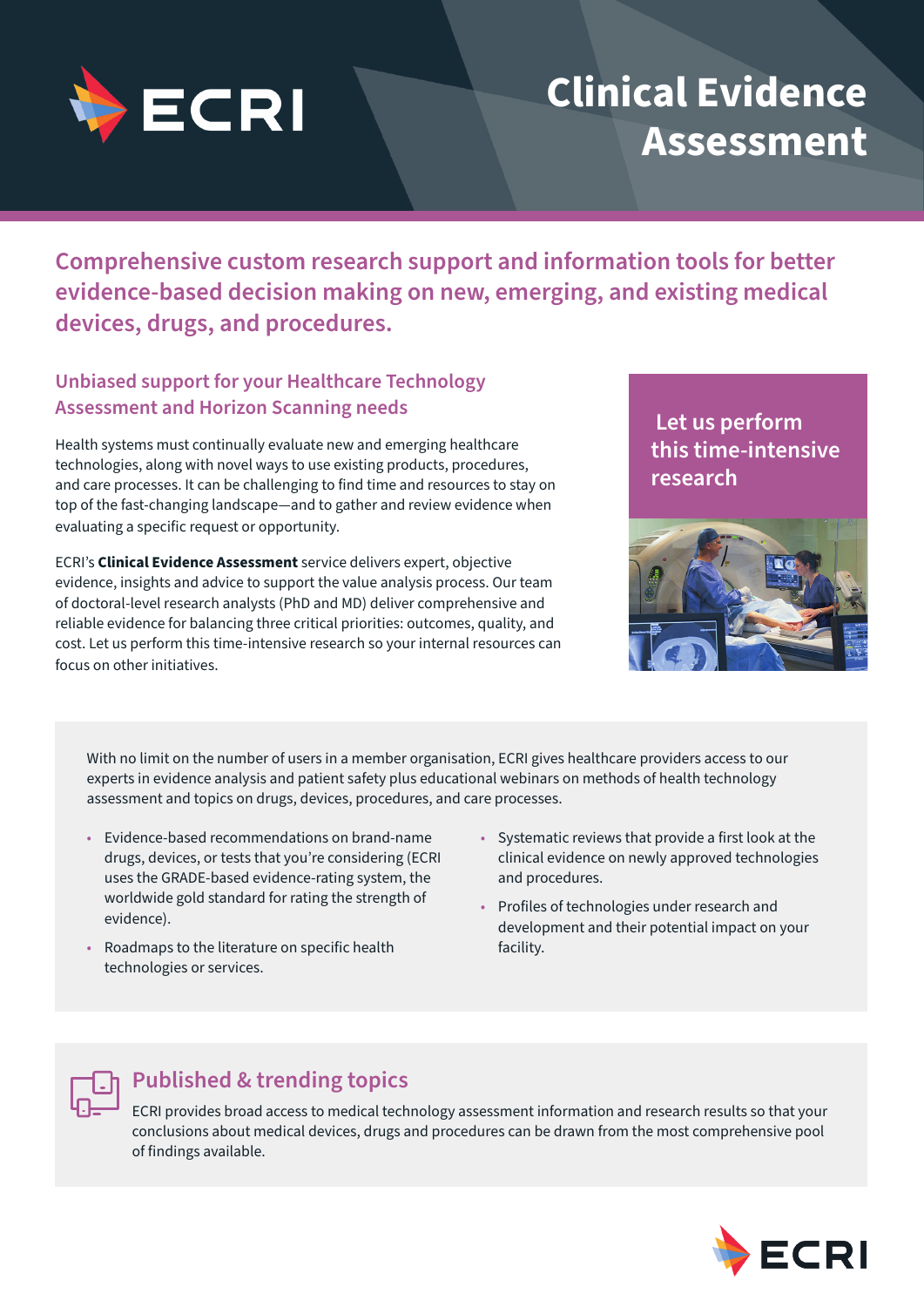ECRI

# Clinical Evidence Assessment

## Comprehensive custom research support and information tools for better evidence-based decision making on new, emerging, and existing medical devices, drugs, and procedures.

### Unbiased support for your Healthcare Technology Assessment and Horizon Scanning needs

Health systems must continually evaluate new and emerging healthcare technologies, along with novel ways to use existing products, procedures, and care processes. It can be challenging to find time and resources to stay on top of the fast-changing landscape—and to gather and review evidence when evaluating a specific request or opportunity.

ECRI's **Clinical Evidence Assessment** service delivers expert, objective evidence, insights and advice to support the value analysis process. Our team of doctoral-level research analysts (PhD and MD) deliver comprehensive and reliable evidence for balancing three critical priorities: outcomes, quality, and cost. Let us perform this time-intensive research so your internal resources can focus on other initiatives.

**Let us perform this time-intensive research**

With no limit on the number of users in a member organisation, ECRI gives healthcare providers access to our experts in evidence analysis and patient safety plus educational webinars on methods of health technology assessment and topics on drugs, devices, procedures, and care processes.

- Evidence-based recommendations on brand-name drugs, devices, or tests that you're considering (ECRI uses the GRADE-based evidence-rating system, the worldwide gold standard for rating the strength of evidence).
- Roadmaps to the literature on specific health technologies or services.
- Systematic reviews that provide a first look at the clinical evidence on newly approved technologies and procedures.
- Profiles of technologies under research and development and their potential impact on your facility.

### Published & trending topics

ECRI provides broad access to medical technology assessment information and research results so that your conclusions about medical devices, drugs and procedures can be drawn from the most comprehensive pool of findings available.

ECRI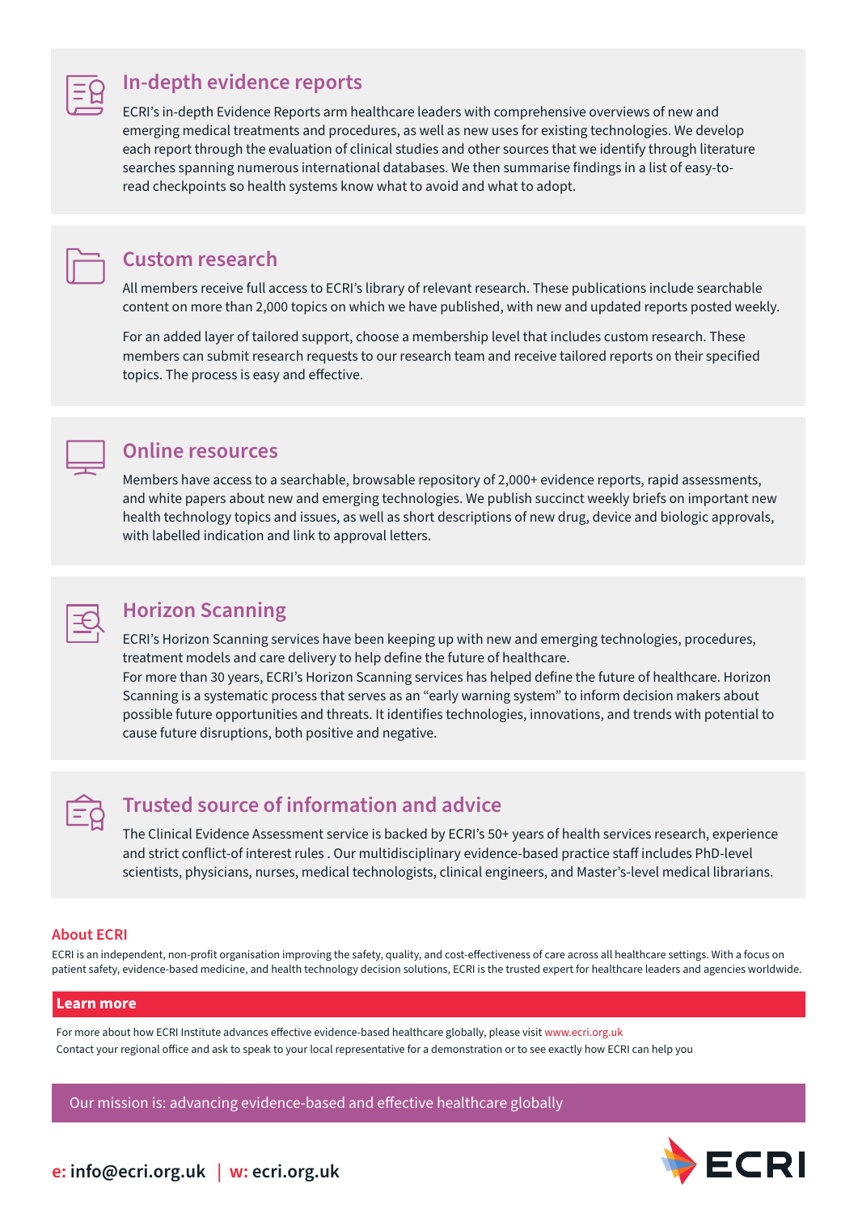## In-depth evidence reports

ECRI's in-depth Evidence Reports arm healthcare leaders with comprehensive overviews of new and emerging medical treatments and procedures, as well as new uses for existing technologies. We develop each report through the evaluation of clinical studies and other sources that we identify through literature searches spanning numerous international databases. We then summarise findings in a list of easy-to-read checkpoints so health systems know what to avoid and what to adopt.

## Custom research

All members receive full access to ECRI's library of relevant research. These publications include searchable content on more than 2,000 topics on which we have published, with new and updated reports posted weekly.

For an added layer of tailored support, choose a membership level that includes custom research. These members can submit research requests to our research team and receive tailored reports on their specified topics. The process is easy and effective.

## Online resources

Members have access to a searchable, browsable repository of 2,000+ evidence reports, rapid assessments, and white papers about new and emerging technologies. We publish succinct weekly briefs on important new health technology topics and issues, as well as short descriptions of new drug, device and biologic approvals, with labelled indication and link to approval letters.

## Horizon Scanning

ECRI's Horizon Scanning services have been keeping up with new and emerging technologies, procedures, treatment models and care delivery to help define the future of healthcare.
For more than 30 years, ECRI's Horizon Scanning services has helped define the future of healthcare. Horizon Scanning is a systematic process that serves as an "early warning system" to inform decision makers about possible future opportunities and threats. It identifies technologies, innovations, and trends with potential to cause future disruptions, both positive and negative.

## Trusted source of information and advice

The Clinical Evidence Assessment service is backed by ECRI's 50+ years of health services research, experience and strict conflict-of interest rules . Our multidisciplinary evidence-based practice staff includes PhD-level scientists, physicians, nurses, medical technologists, clinical engineers, and Master's-level medical librarians.

### About ECRI

ECRI is an independent, non-profit organisation improving the safety, quality, and cost-effectiveness of care across all healthcare settings. With a focus on patient safety, evidence-based medicine, and health technology decision solutions, ECRI is the trusted expert for healthcare leaders and agencies worldwide.

### Learn more

For more about how ECRI Institute advances effective evidence-based healthcare globally, please visit www.ecri.org.uk
Contact your regional office and ask to speak to your local representative for a demonstration or to see exactly how ECRI can help you

Our mission is: advancing evidence-based and effective healthcare globally

**e: info@ecri.org.uk | w: ecri.org.uk**

ECRI